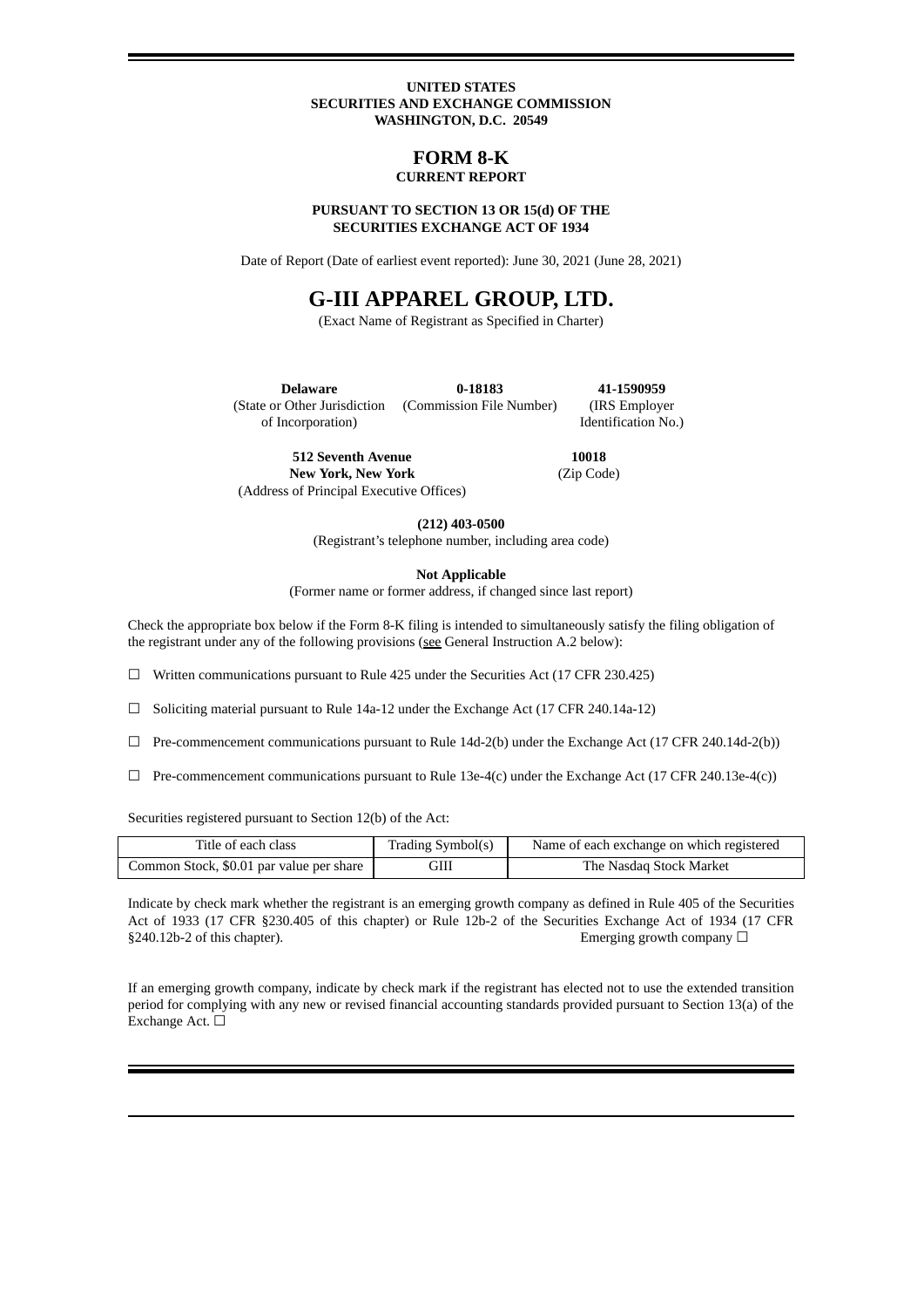**UNITED STATES**
**SECURITIES AND EXCHANGE COMMISSION**
**WASHINGTON, D.C. 20549**

# FORM 8-K

**CURRENT REPORT**

**PURSUANT TO SECTION 13 OR 15(d) OF THE**
**SECURITIES EXCHANGE ACT OF 1934**

Date of Report (Date of earliest event reported): June 30, 2021 (June 28, 2021)

# G-III APPAREL GROUP, LTD.

(Exact Name of Registrant as Specified in Charter)

| **Delaware** | **0-18183** | **41-1590959** |
|---|---|---|
| (State or Other Jurisdiction of Incorporation) | (Commission File Number) | (IRS Employer Identification No.) |

| **512 Seventh Avenue New York, New York** | **10018** |
|---|---|
| (Address of Principal Executive Offices) | (Zip Code) |

**(212) 403-0500**
(Registrant's telephone number, including area code)

**Not Applicable**
(Former name or former address, if changed since last report)

Check the appropriate box below if the Form 8-K filing is intended to simultaneously satisfy the filing obligation of the registrant under any of the following provisions (see General Instruction A.2 below):

☐ Written communications pursuant to Rule 425 under the Securities Act (17 CFR 230.425)

☐ Soliciting material pursuant to Rule 14a-12 under the Exchange Act (17 CFR 240.14a-12)

☐ Pre-commencement communications pursuant to Rule 14d-2(b) under the Exchange Act (17 CFR 240.14d-2(b))

☐ Pre-commencement communications pursuant to Rule 13e-4(c) under the Exchange Act (17 CFR 240.13e-4(c))

Securities registered pursuant to Section 12(b) of the Act:

| Title of each class | Trading Symbol(s) | Name of each exchange on which registered |
|---|---|---|
| Common Stock, $0.01 par value per share | GIII | The Nasdaq Stock Market |

Indicate by check mark whether the registrant is an emerging growth company as defined in Rule 405 of the Securities Act of 1933 (17 CFR §230.405 of this chapter) or Rule 12b-2 of the Securities Exchange Act of 1934 (17 CFR §240.12b-2 of this chapter). Emerging growth company ☐

If an emerging growth company, indicate by check mark if the registrant has elected not to use the extended transition period for complying with any new or revised financial accounting standards provided pursuant to Section 13(a) of the Exchange Act. ☐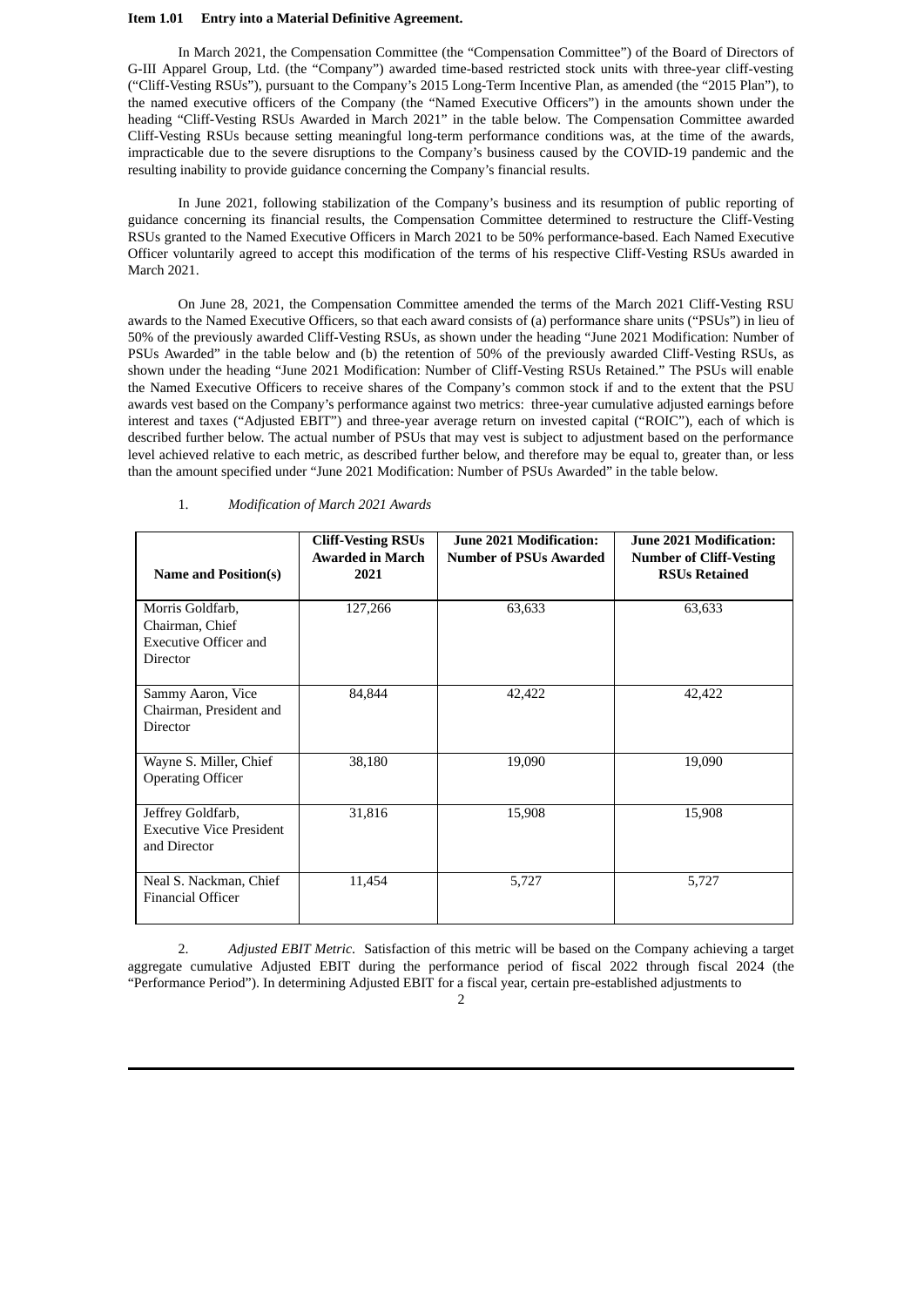**Item 1.01 Entry into a Material Definitive Agreement.**

In March 2021, the Compensation Committee (the "Compensation Committee") of the Board of Directors of G-III Apparel Group, Ltd. (the "Company") awarded time-based restricted stock units with three-year cliff-vesting ("Cliff-Vesting RSUs"), pursuant to the Company's 2015 Long-Term Incentive Plan, as amended (the "2015 Plan"), to the named executive officers of the Company (the "Named Executive Officers") in the amounts shown under the heading "Cliff-Vesting RSUs Awarded in March 2021" in the table below. The Compensation Committee awarded Cliff-Vesting RSUs because setting meaningful long-term performance conditions was, at the time of the awards, impracticable due to the severe disruptions to the Company's business caused by the COVID-19 pandemic and the resulting inability to provide guidance concerning the Company's financial results.

In June 2021, following stabilization of the Company's business and its resumption of public reporting of guidance concerning its financial results, the Compensation Committee determined to restructure the Cliff-Vesting RSUs granted to the Named Executive Officers in March 2021 to be 50% performance-based. Each Named Executive Officer voluntarily agreed to accept this modification of the terms of his respective Cliff-Vesting RSUs awarded in March 2021.

On June 28, 2021, the Compensation Committee amended the terms of the March 2021 Cliff-Vesting RSU awards to the Named Executive Officers, so that each award consists of (a) performance share units ("PSUs") in lieu of 50% of the previously awarded Cliff-Vesting RSUs, as shown under the heading "June 2021 Modification: Number of PSUs Awarded" in the table below and (b) the retention of 50% of the previously awarded Cliff-Vesting RSUs, as shown under the heading "June 2021 Modification: Number of Cliff-Vesting RSUs Retained." The PSUs will enable the Named Executive Officers to receive shares of the Company's common stock if and to the extent that the PSU awards vest based on the Company's performance against two metrics: three-year cumulative adjusted earnings before interest and taxes ("Adjusted EBIT") and three-year average return on invested capital ("ROIC"), each of which is described further below. The actual number of PSUs that may vest is subject to adjustment based on the performance level achieved relative to each metric, as described further below, and therefore may be equal to, greater than, or less than the amount specified under "June 2021 Modification: Number of PSUs Awarded" in the table below.

1. *Modification of March 2021 Awards*

| Name and Position(s) | Cliff-Vesting RSUs Awarded in March 2021 | June 2021 Modification: Number of PSUs Awarded | June 2021 Modification: Number of Cliff-Vesting RSUs Retained |
|---|---|---|---|
| Morris Goldfarb, Chairman, Chief Executive Officer and Director | 127,266 | 63,633 | 63,633 |
| Sammy Aaron, Vice Chairman, President and Director | 84,844 | 42,422 | 42,422 |
| Wayne S. Miller, Chief Operating Officer | 38,180 | 19,090 | 19,090 |
| Jeffrey Goldfarb, Executive Vice President and Director | 31,816 | 15,908 | 15,908 |
| Neal S. Nackman, Chief Financial Officer | 11,454 | 5,727 | 5,727 |

2. *Adjusted EBIT Metric*. Satisfaction of this metric will be based on the Company achieving a target aggregate cumulative Adjusted EBIT during the performance period of fiscal 2022 through fiscal 2024 (the "Performance Period"). In determining Adjusted EBIT for a fiscal year, certain pre-established adjustments to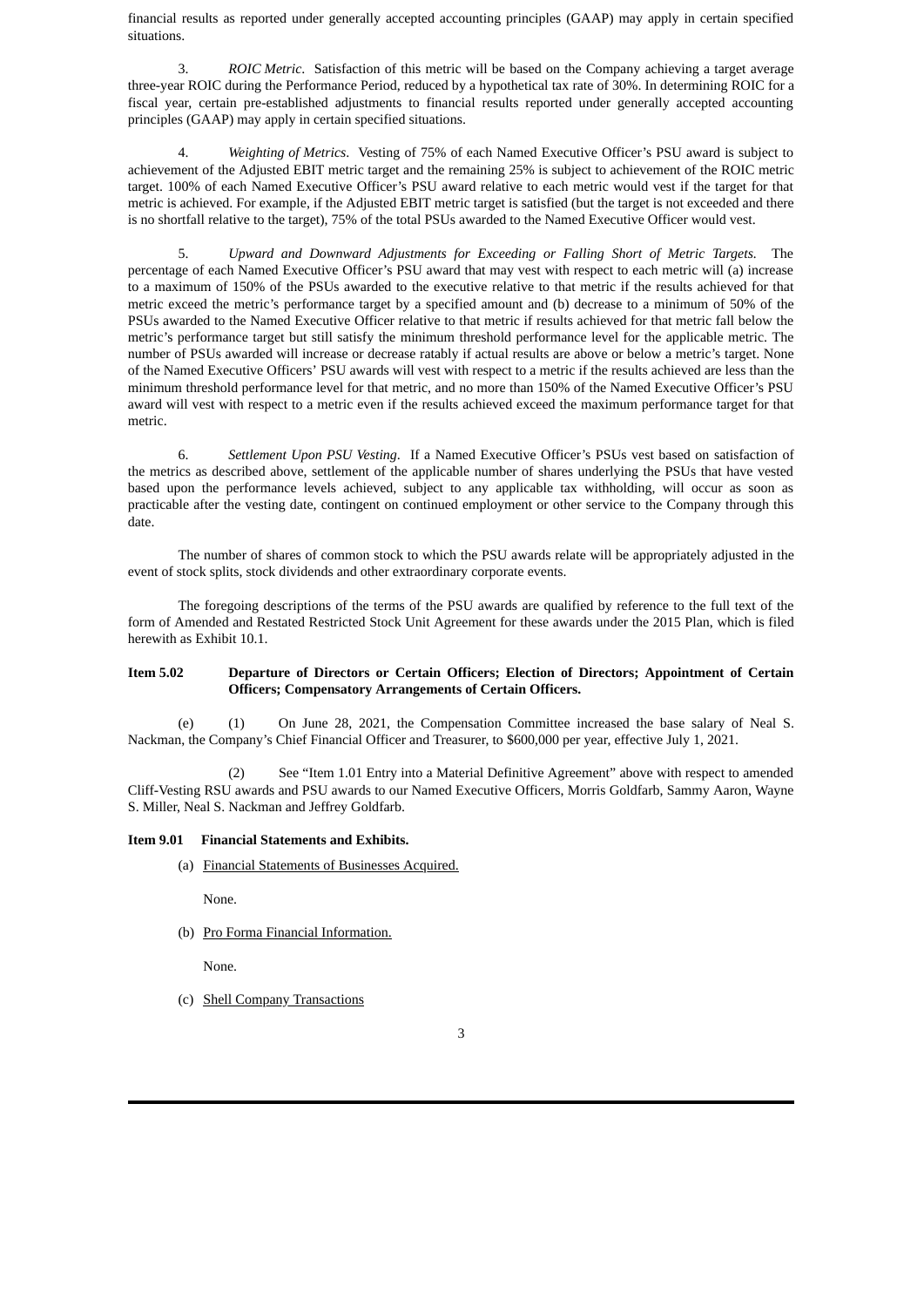financial results as reported under generally accepted accounting principles (GAAP) may apply in certain specified situations.

3. *ROIC Metric*. Satisfaction of this metric will be based on the Company achieving a target average three-year ROIC during the Performance Period, reduced by a hypothetical tax rate of 30%. In determining ROIC for a fiscal year, certain pre-established adjustments to financial results reported under generally accepted accounting principles (GAAP) may apply in certain specified situations.

4. *Weighting of Metrics*. Vesting of 75% of each Named Executive Officer's PSU award is subject to achievement of the Adjusted EBIT metric target and the remaining 25% is subject to achievement of the ROIC metric target. 100% of each Named Executive Officer's PSU award relative to each metric would vest if the target for that metric is achieved. For example, if the Adjusted EBIT metric target is satisfied (but the target is not exceeded and there is no shortfall relative to the target), 75% of the total PSUs awarded to the Named Executive Officer would vest.

5. *Upward and Downward Adjustments for Exceeding or Falling Short of Metric Targets*. The percentage of each Named Executive Officer's PSU award that may vest with respect to each metric will (a) increase to a maximum of 150% of the PSUs awarded to the executive relative to that metric if the results achieved for that metric exceed the metric's performance target by a specified amount and (b) decrease to a minimum of 50% of the PSUs awarded to the Named Executive Officer relative to that metric if results achieved for that metric fall below the metric's performance target but still satisfy the minimum threshold performance level for the applicable metric. The number of PSUs awarded will increase or decrease ratably if actual results are above or below a metric's target. None of the Named Executive Officers' PSU awards will vest with respect to a metric if the results achieved are less than the minimum threshold performance level for that metric, and no more than 150% of the Named Executive Officer's PSU award will vest with respect to a metric even if the results achieved exceed the maximum performance target for that metric.

6. *Settlement Upon PSU Vesting*. If a Named Executive Officer's PSUs vest based on satisfaction of the metrics as described above, settlement of the applicable number of shares underlying the PSUs that have vested based upon the performance levels achieved, subject to any applicable tax withholding, will occur as soon as practicable after the vesting date, contingent on continued employment or other service to the Company through this date.

The number of shares of common stock to which the PSU awards relate will be appropriately adjusted in the event of stock splits, stock dividends and other extraordinary corporate events.

The foregoing descriptions of the terms of the PSU awards are qualified by reference to the full text of the form of Amended and Restated Restricted Stock Unit Agreement for these awards under the 2015 Plan, which is filed herewith as Exhibit 10.1.

**Item 5.02 Departure of Directors or Certain Officers; Election of Directors; Appointment of Certain Officers; Compensatory Arrangements of Certain Officers.**

(e) (1) On June 28, 2021, the Compensation Committee increased the base salary of Neal S. Nackman, the Company's Chief Financial Officer and Treasurer, to $600,000 per year, effective July 1, 2021.

(2) See "Item 1.01 Entry into a Material Definitive Agreement" above with respect to amended Cliff-Vesting RSU awards and PSU awards to our Named Executive Officers, Morris Goldfarb, Sammy Aaron, Wayne S. Miller, Neal S. Nackman and Jeffrey Goldfarb.

**Item 9.01 Financial Statements and Exhibits.**

(a) Financial Statements of Businesses Acquired.

None.

(b) Pro Forma Financial Information.

None.

(c) Shell Company Transactions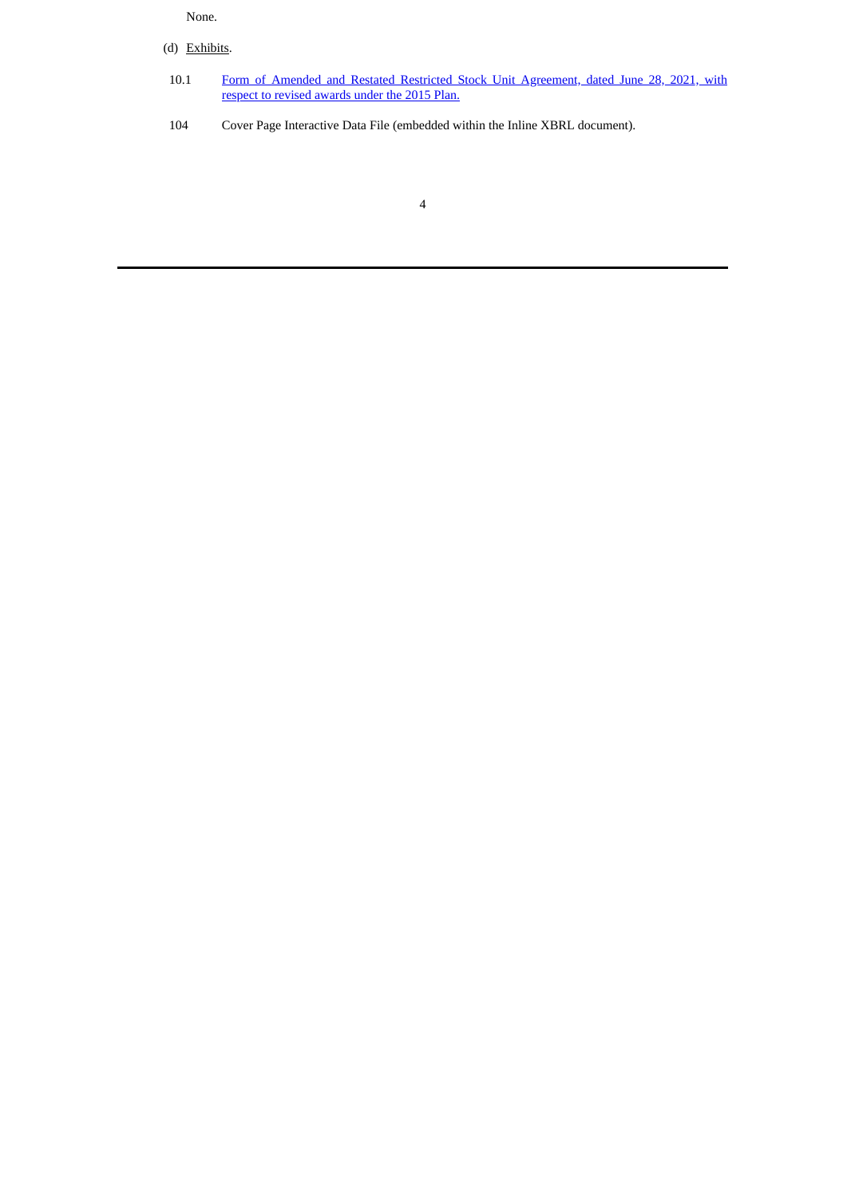None.

(d) Exhibits.

| | |
|---|---|
| 10.1 | Form of Amended and Restated Restricted Stock Unit Agreement, dated June 28, 2021, with respect to revised awards under the 2015 Plan. |
| 104 | Cover Page Interactive Data File (embedded within the Inline XBRL document). |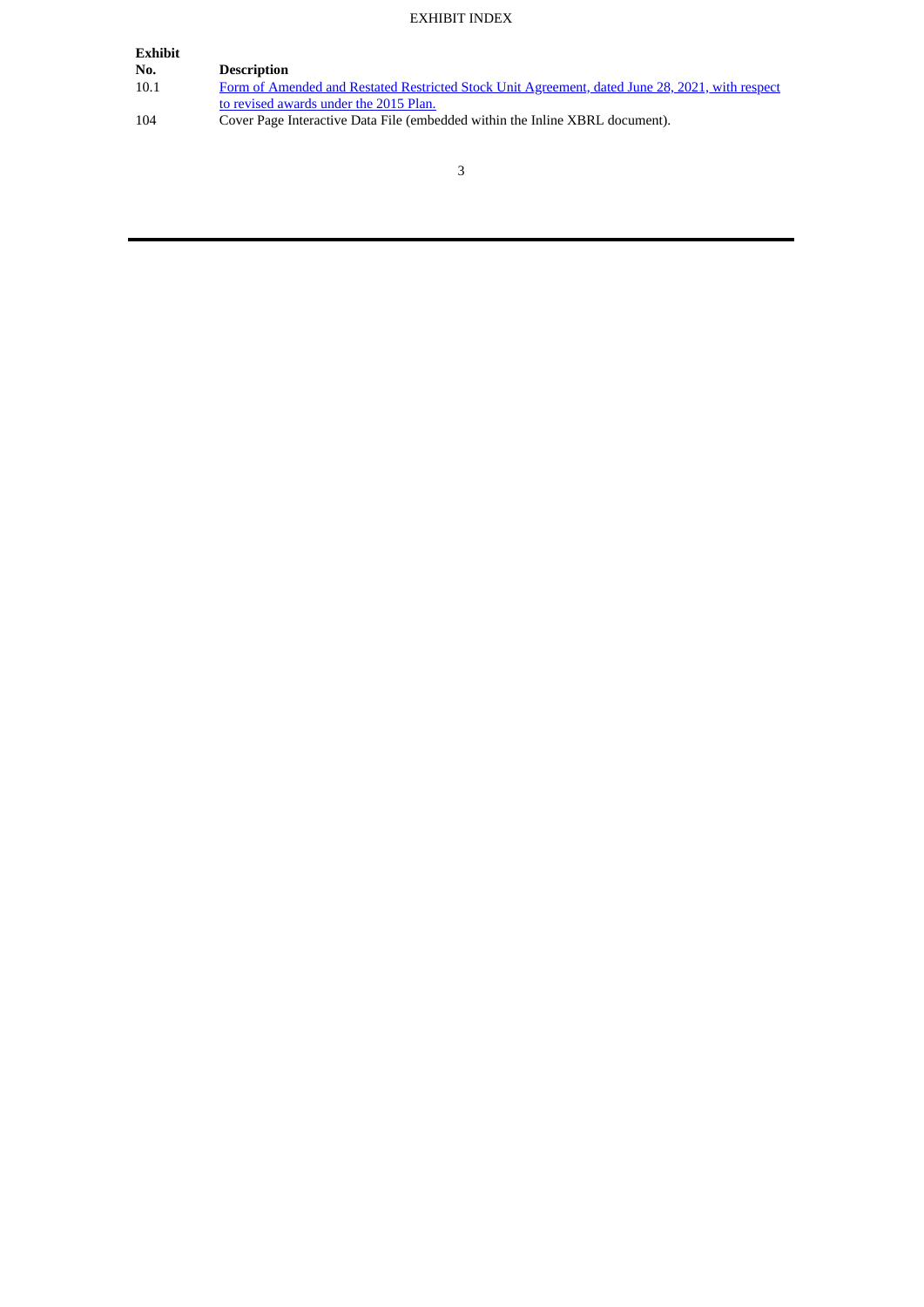EXHIBIT INDEX

| Exhibit No. | Description |
| --- | --- |
| 10.1 | Form of Amended and Restated Restricted Stock Unit Agreement, dated June 28, 2021, with respect to revised awards under the 2015 Plan. |
| 104 | Cover Page Interactive Data File (embedded within the Inline XBRL document). |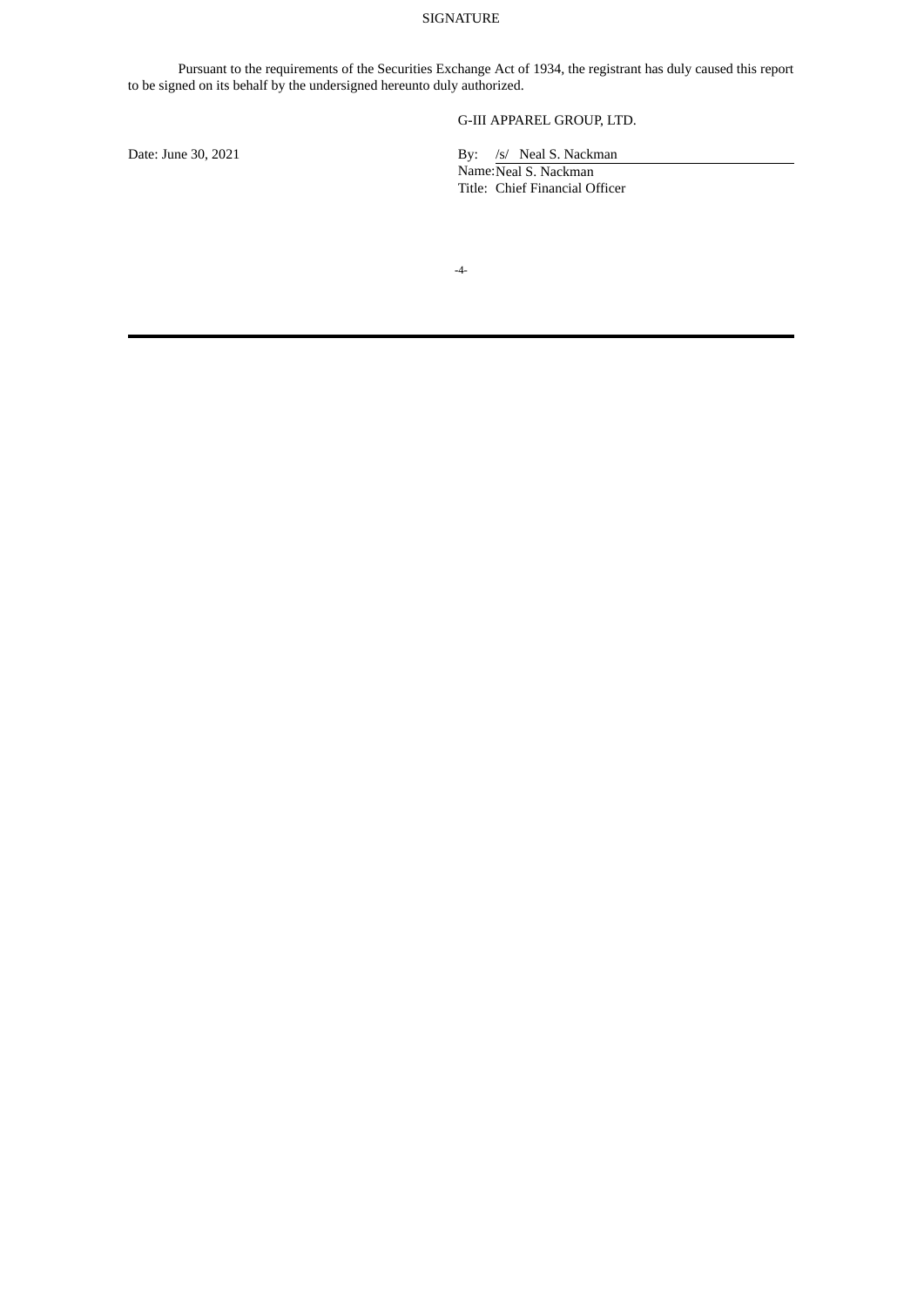SIGNATURE

Pursuant to the requirements of the Securities Exchange Act of 1934, the registrant has duly caused this report to be signed on its behalf by the undersigned hereunto duly authorized.

G-III APPAREL GROUP, LTD.

Date: June 30, 2021

By: /s/ Neal S. Nackman
Name: Neal S. Nackman
Title: Chief Financial Officer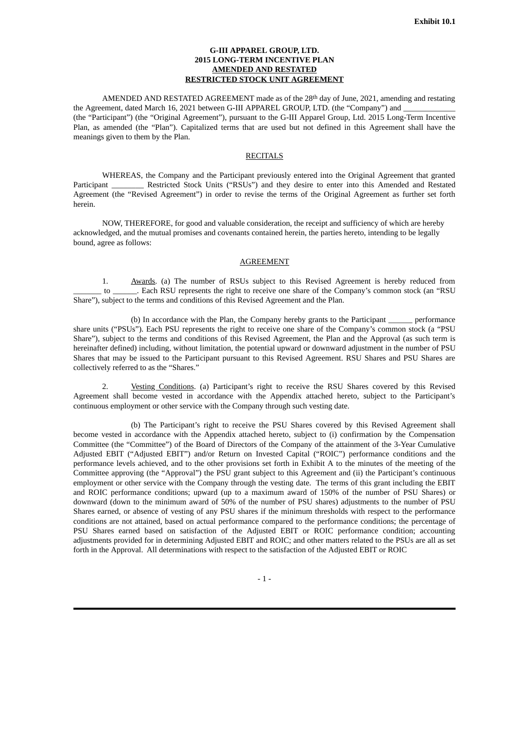Exhibit 10.1

**G-III APPAREL GROUP, LTD.**
**2015 LONG-TERM INCENTIVE PLAN**
**AMENDED AND RESTATED**
**RESTRICTED STOCK UNIT AGREEMENT**

AMENDED AND RESTATED AGREEMENT made as of the 28th day of June, 2021, amending and restating the Agreement, dated March 16, 2021 between G-III APPAREL GROUP, LTD. (the "Company") and _____________ (the "Participant") (the "Original Agreement"), pursuant to the G-III Apparel Group, Ltd. 2015 Long-Term Incentive Plan, as amended (the "Plan"). Capitalized terms that are used but not defined in this Agreement shall have the meanings given to them by the Plan.

RECITALS

WHEREAS, the Company and the Participant previously entered into the Original Agreement that granted Participant ________ Restricted Stock Units ("RSUs") and they desire to enter into this Amended and Restated Agreement (the "Revised Agreement") in order to revise the terms of the Original Agreement as further set forth herein.

NOW, THEREFORE, for good and valuable consideration, the receipt and sufficiency of which are hereby acknowledged, and the mutual promises and covenants contained herein, the parties hereto, intending to be legally bound, agree as follows:

AGREEMENT

1. Awards. (a) The number of RSUs subject to this Revised Agreement is hereby reduced from _______ to ______. Each RSU represents the right to receive one share of the Company's common stock (an "RSU Share"), subject to the terms and conditions of this Revised Agreement and the Plan.

(b) In accordance with the Plan, the Company hereby grants to the Participant ______ performance share units ("PSUs"). Each PSU represents the right to receive one share of the Company's common stock (a "PSU Share"), subject to the terms and conditions of this Revised Agreement, the Plan and the Approval (as such term is hereinafter defined) including, without limitation, the potential upward or downward adjustment in the number of PSU Shares that may be issued to the Participant pursuant to this Revised Agreement. RSU Shares and PSU Shares are collectively referred to as the "Shares."

2. Vesting Conditions. (a) Participant's right to receive the RSU Shares covered by this Revised Agreement shall become vested in accordance with the Appendix attached hereto, subject to the Participant's continuous employment or other service with the Company through such vesting date.

(b) The Participant's right to receive the PSU Shares covered by this Revised Agreement shall become vested in accordance with the Appendix attached hereto, subject to (i) confirmation by the Compensation Committee (the "Committee") of the Board of Directors of the Company of the attainment of the 3-Year Cumulative Adjusted EBIT ("Adjusted EBIT") and/or Return on Invested Capital ("ROIC") performance conditions and the performance levels achieved, and to the other provisions set forth in Exhibit A to the minutes of the meeting of the Committee approving (the "Approval") the PSU grant subject to this Agreement and (ii) the Participant's continuous employment or other service with the Company through the vesting date. The terms of this grant including the EBIT and ROIC performance conditions; upward (up to a maximum award of 150% of the number of PSU Shares) or downward (down to the minimum award of 50% of the number of PSU shares) adjustments to the number of PSU Shares earned, or absence of vesting of any PSU shares if the minimum thresholds with respect to the performance conditions are not attained, based on actual performance compared to the performance conditions; the percentage of PSU Shares earned based on satisfaction of the Adjusted EBIT or ROIC performance condition; accounting adjustments provided for in determining Adjusted EBIT and ROIC; and other matters related to the PSUs are all as set forth in the Approval. All determinations with respect to the satisfaction of the Adjusted EBIT or ROIC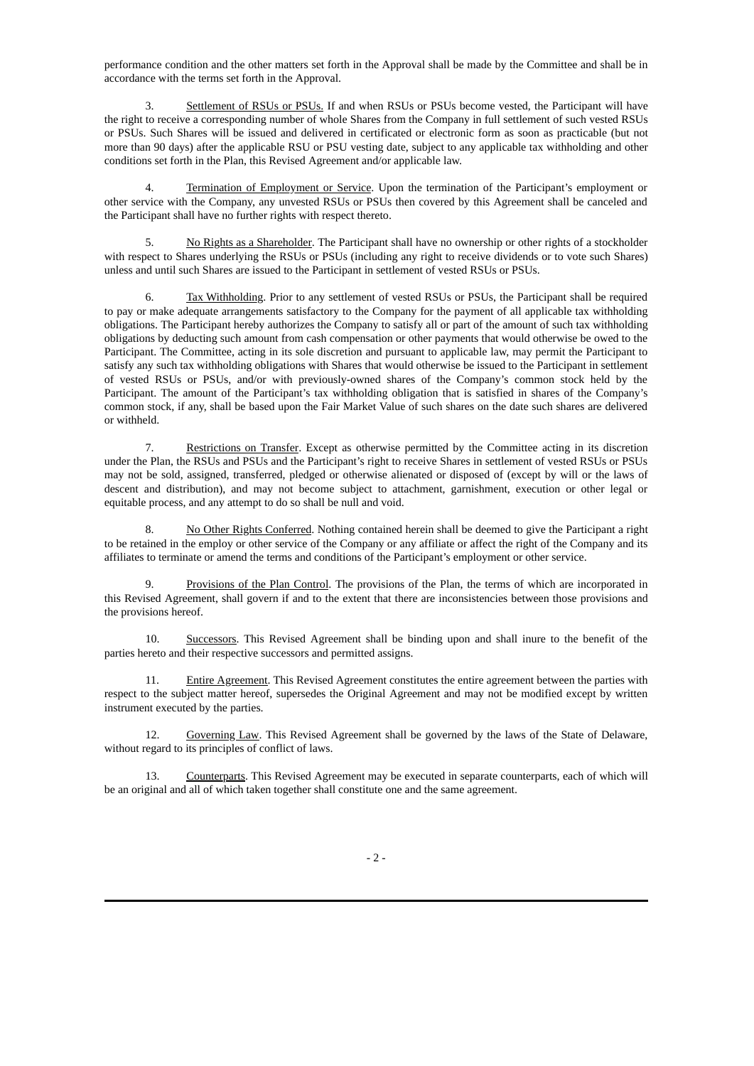performance condition and the other matters set forth in the Approval shall be made by the Committee and shall be in accordance with the terms set forth in the Approval.

3. Settlement of RSUs or PSUs. If and when RSUs or PSUs become vested, the Participant will have the right to receive a corresponding number of whole Shares from the Company in full settlement of such vested RSUs or PSUs. Such Shares will be issued and delivered in certificated or electronic form as soon as practicable (but not more than 90 days) after the applicable RSU or PSU vesting date, subject to any applicable tax withholding and other conditions set forth in the Plan, this Revised Agreement and/or applicable law.

4. Termination of Employment or Service. Upon the termination of the Participant's employment or other service with the Company, any unvested RSUs or PSUs then covered by this Agreement shall be canceled and the Participant shall have no further rights with respect thereto.

5. No Rights as a Shareholder. The Participant shall have no ownership or other rights of a stockholder with respect to Shares underlying the RSUs or PSUs (including any right to receive dividends or to vote such Shares) unless and until such Shares are issued to the Participant in settlement of vested RSUs or PSUs.

6. Tax Withholding. Prior to any settlement of vested RSUs or PSUs, the Participant shall be required to pay or make adequate arrangements satisfactory to the Company for the payment of all applicable tax withholding obligations. The Participant hereby authorizes the Company to satisfy all or part of the amount of such tax withholding obligations by deducting such amount from cash compensation or other payments that would otherwise be owed to the Participant. The Committee, acting in its sole discretion and pursuant to applicable law, may permit the Participant to satisfy any such tax withholding obligations with Shares that would otherwise be issued to the Participant in settlement of vested RSUs or PSUs, and/or with previously-owned shares of the Company's common stock held by the Participant. The amount of the Participant's tax withholding obligation that is satisfied in shares of the Company's common stock, if any, shall be based upon the Fair Market Value of such shares on the date such shares are delivered or withheld.

7. Restrictions on Transfer. Except as otherwise permitted by the Committee acting in its discretion under the Plan, the RSUs and PSUs and the Participant's right to receive Shares in settlement of vested RSUs or PSUs may not be sold, assigned, transferred, pledged or otherwise alienated or disposed of (except by will or the laws of descent and distribution), and may not become subject to attachment, garnishment, execution or other legal or equitable process, and any attempt to do so shall be null and void.

8. No Other Rights Conferred. Nothing contained herein shall be deemed to give the Participant a right to be retained in the employ or other service of the Company or any affiliate or affect the right of the Company and its affiliates to terminate or amend the terms and conditions of the Participant's employment or other service.

9. Provisions of the Plan Control. The provisions of the Plan, the terms of which are incorporated in this Revised Agreement, shall govern if and to the extent that there are inconsistencies between those provisions and the provisions hereof.

10. Successors. This Revised Agreement shall be binding upon and shall inure to the benefit of the parties hereto and their respective successors and permitted assigns.

11. Entire Agreement. This Revised Agreement constitutes the entire agreement between the parties with respect to the subject matter hereof, supersedes the Original Agreement and may not be modified except by written instrument executed by the parties.

12. Governing Law. This Revised Agreement shall be governed by the laws of the State of Delaware, without regard to its principles of conflict of laws.

13. Counterparts. This Revised Agreement may be executed in separate counterparts, each of which will be an original and all of which taken together shall constitute one and the same agreement.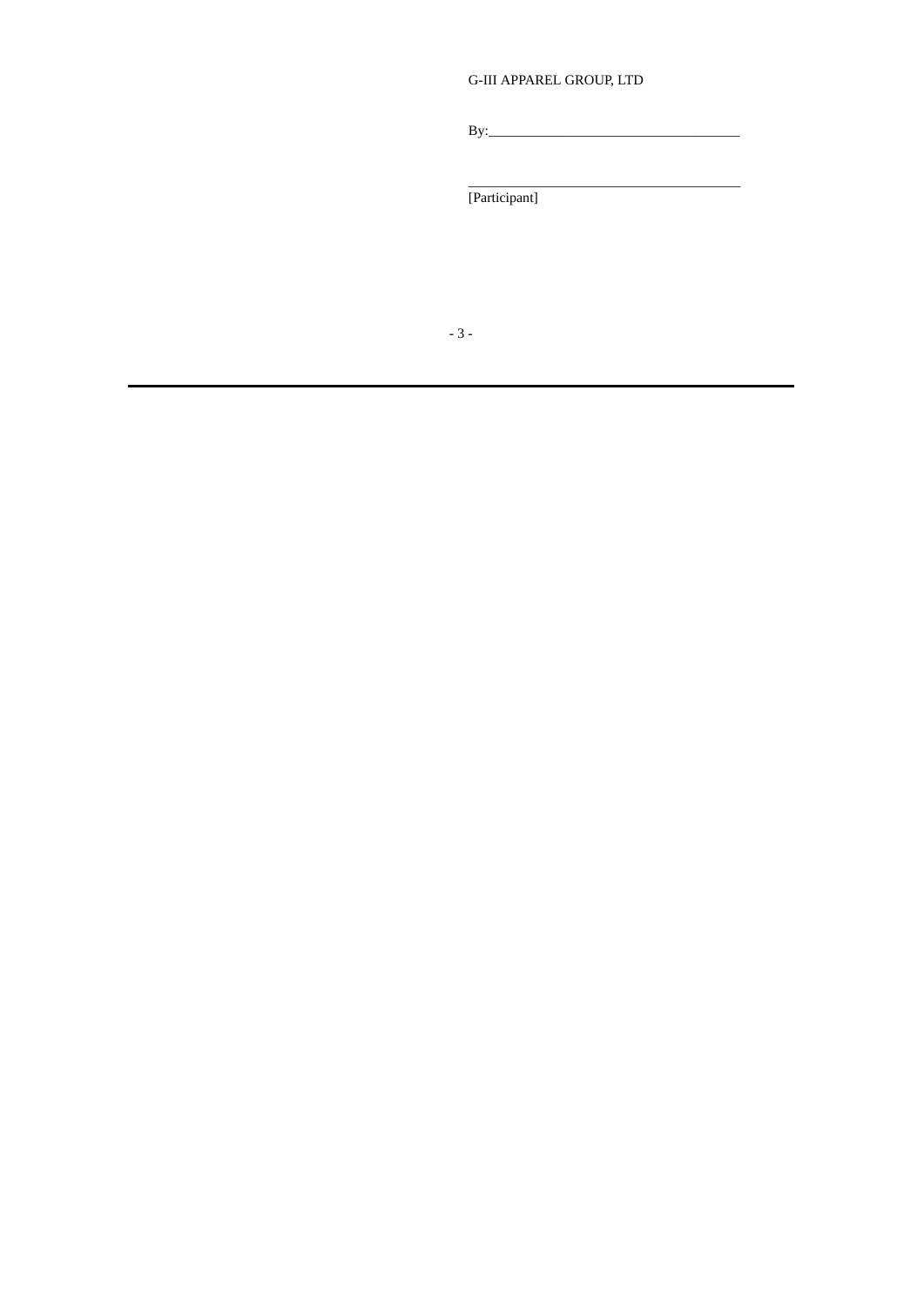G-III APPAREL GROUP, LTD

By:\_\_\_\_\_\_\_\_\_\_\_\_\_\_\_\_\_\_\_\_\_\_\_\_\_\_\_\_\_\_\_\_\_\_\_

\_\_\_\_\_\_\_\_\_\_\_\_\_\_\_\_\_\_\_\_\_\_\_\_\_\_\_\_\_\_\_\_\_\_\_\_\_\_

[Participant]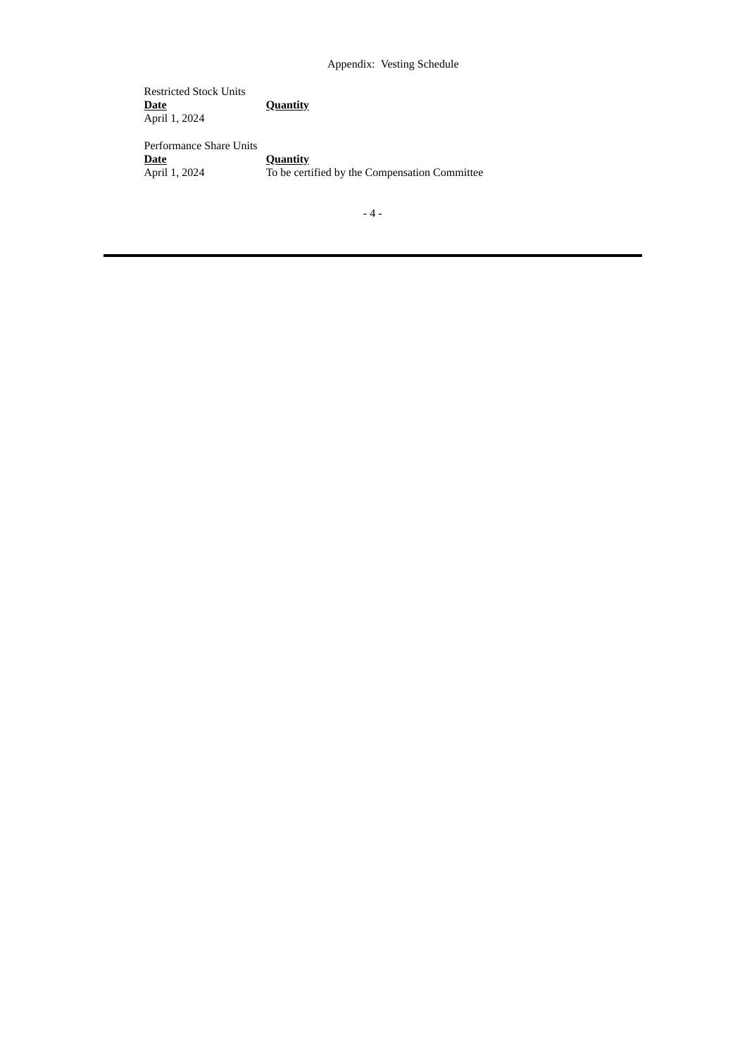Appendix: Vesting Schedule

Restricted Stock Units

| **Date** | **Quantity** |
|---|---|
| April 1, 2024 | |

Performance Share Units

| **Date** | **Quantity** |
|---|---|
| April 1, 2024 | To be certified by the Compensation Committee |